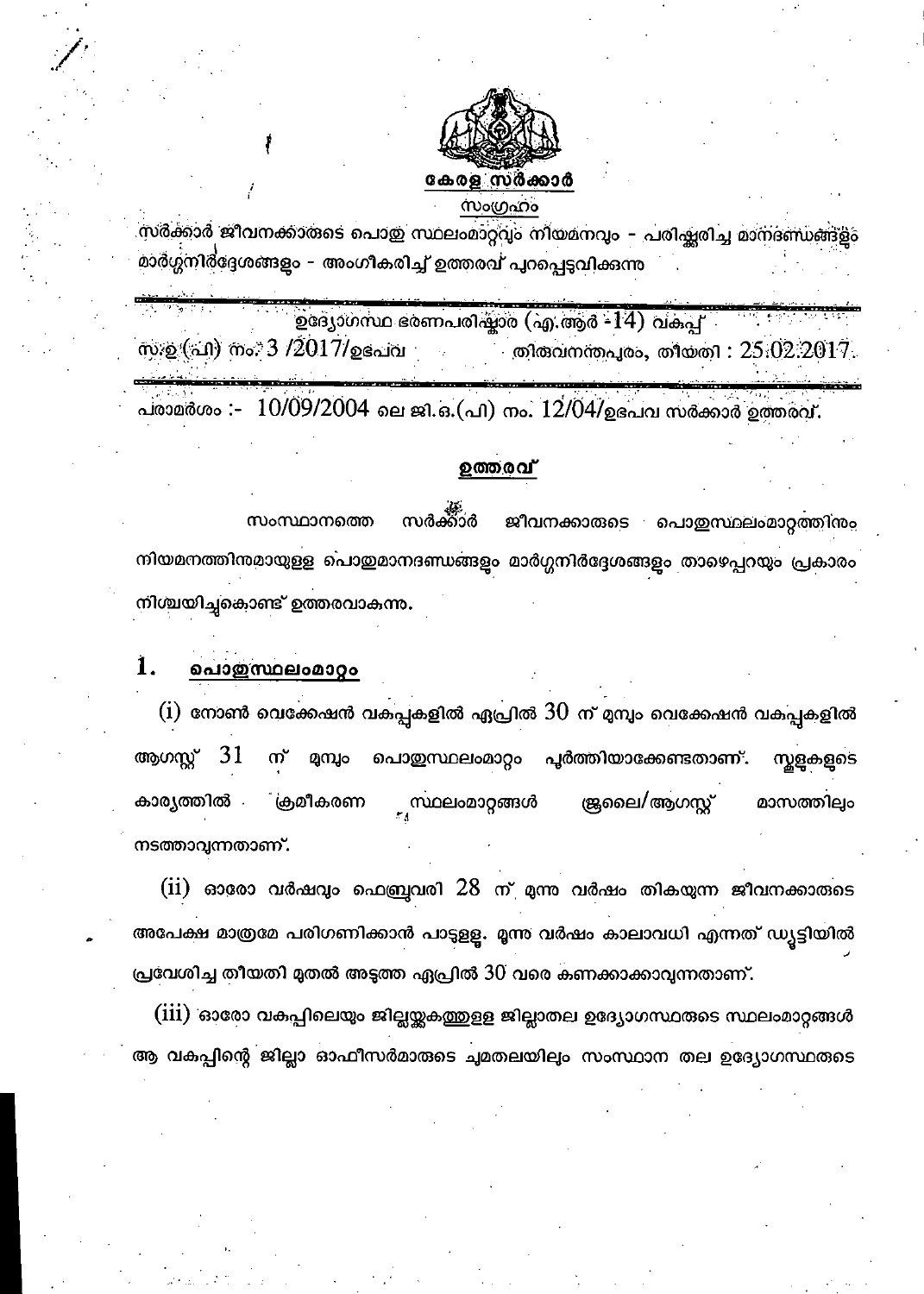കേരള സർക്കാർ

സംഗ്രഹം

സർക്കാർ ജീവനക്കാരുടെ പൊതു സ്ഥലംമാറ്റവും നിയമനവും - പരിഷ്കരിച്ച മാനദണ്ഡങ്ങളും മാർഗ്ഗനിർദ്ദേശങ്ങളും - അംഗീകരിച്ച് ഉത്തരവ് പുറപ്പെടുവിക്കുന്നു

---

ഉദ്യോഗസ്ഥ ഭരണപരിഷ്കാര (എ.ആർ -14) വകുപ്പ്

സ.ഉ.(പി) നം. 3 /2017/ഉഭപവ തിരുവനന്തപുരം, തീയതി : 25.02.2017.

---

പരാമർശം :- 10/09/2004 ലെ ജി.ഒ.(പി) നം. 12/04/ഉഭപവ സർക്കാർ ഉത്തരവ്.

## ഉത്തരവ്

സംസ്ഥാനത്തെ സർക്കാർ ജീവനക്കാരുടെ പൊതുസ്ഥലംമാറ്റത്തിനും നിയമനത്തിനുമായുള്ള പൊതുമാനദണ്ഡങ്ങളും മാർഗ്ഗനിർദ്ദേശങ്ങളും താഴെപ്പറയും പ്രകാരം നിശ്ചയിച്ചുകൊണ്ട് ഉത്തരവാകുന്നു.

### 1. പൊതുസ്ഥലംമാറ്റം

(i) നോൺ വെക്കേഷൻ വകുപ്പുകളിൽ ഏപ്രിൽ 30 ന് മുമ്പും വെക്കേഷൻ വകുപ്പുകളിൽ ആഗസ്റ്റ് 31 ന് മുമ്പും പൊതുസ്ഥലംമാറ്റം പൂർത്തിയാക്കേണ്ടതാണ്. സ്കൂളുകളുടെ കാര്യത്തിൽ ക്രമീകരണ സ്ഥലംമാറ്റങ്ങൾ ജൂലൈ/ആഗസ്റ്റ് മാസത്തിലും നടത്താവുന്നതാണ്.

(ii) ഓരോ വർഷവും ഫെബ്രുവരി 28 ന് മൂന്നു വർഷം തികയുന്ന ജീവനക്കാരുടെ അപേക്ഷ മാത്രമേ പരിഗണിക്കാൻ പാടുള്ളൂ. മൂന്നു വർഷം കാലാവധി എന്നത് ഡ്യൂട്ടിയിൽ പ്രവേശിച്ച തീയതി മുതൽ അടുത്ത ഏപ്രിൽ 30 വരെ കണക്കാക്കാവുന്നതാണ്.

(iii) ഓരോ വകുപ്പിലെയും ജില്ലയ്ക്കകത്തുള്ള ജില്ലാതല ഉദ്യോഗസ്ഥരുടെ സ്ഥലംമാറ്റങ്ങൾ ആ വകുപ്പിന്റെ ജില്ലാ ഓഫീസർമാരുടെ ചുമതലയിലും സംസ്ഥാന തല ഉദ്യോഗസ്ഥരുടെ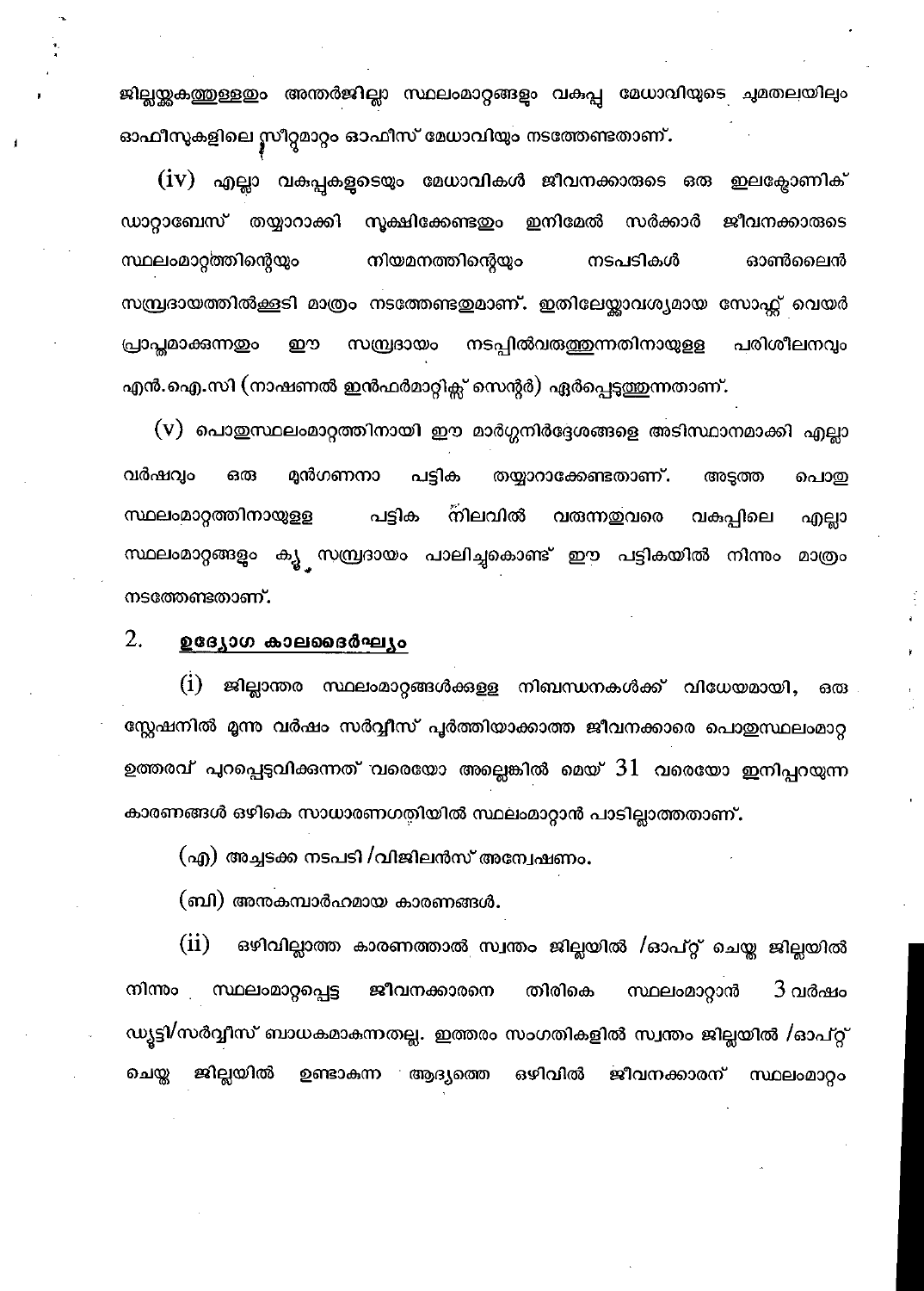ജില്ലയ്ക്കകത്തുള്ളതും അന്തർജില്ലാ സ്ഥലംമാറ്റങ്ങളും വകുപ്പ് മേധാവിയുടെ ചുമതലയിലും ഓഫീസുകളിലെ സീറ്റുമാറ്റം ഓഫീസ് മേധാവിയും നടത്തേണ്ടതാണ്.

(iv) എല്ലാ വകുപ്പുകളുടെയും മേധാവികൾ ജീവനക്കാരുടെ ഒരു ഇലക്ട്രോണിക് ഡാറ്റാബേസ് തയ്യാറാക്കി സൂക്ഷിക്കേണ്ടതും ഇനിമേൽ സർക്കാർ ജീവനക്കാരുടെ സ്ഥലംമാറ്റത്തിന്റെയും നിയമനത്തിന്റെയും നടപടികൾ ഓൺലൈൻ സമ്പ്രദായത്തിൽക്കൂടി മാത്രം നടത്തേണ്ടതുമാണ്. ഇതിലേയ്ക്കാവശ്യമായ സോഫ്റ്റ് വെയർ പ്രാപ്തമാക്കുന്നതും ഈ സമ്പ്രദായം നടപ്പിൽവരുത്തുന്നതിനായുള്ള പരിശീലനവും എൻ.ഐ.സി (നാഷണൽ ഇൻഫർമാറ്റിക്സ് സെന്റർ) ഏർപ്പെടുത്തുന്നതാണ്.

(v) പൊതുസ്ഥലംമാറ്റത്തിനായി ഈ മാർഗ്ഗനിർദ്ദേശങ്ങളെ അടിസ്ഥാനമാക്കി എല്ലാ വർഷവും ഒരു മുൻഗണനാ പട്ടിക തയ്യാറാക്കേണ്ടതാണ്. അടുത്ത പൊതു സ്ഥലംമാറ്റത്തിനായുള്ള പട്ടിക നിലവിൽ വരുന്നതുവരെ വകുപ്പിലെ എല്ലാ സ്ഥലംമാറ്റങ്ങളും ക്യൂ സമ്പ്രദായം പാലിച്ചുകൊണ്ട് ഈ പട്ടികയിൽ നിന്നും മാത്രം നടത്തേണ്ടതാണ്.

## 2. ഉദ്യോഗ കാലദൈർഘ്യം

(i) ജില്ലാന്തര സ്ഥലംമാറ്റങ്ങൾക്കുള്ള നിബന്ധനകൾക്ക് വിധേയമായി, ഒരു സ്റ്റേഷനിൽ മൂന്നു വർഷം സർവ്വീസ് പൂർത്തിയാക്കാത്ത ജീവനക്കാരെ പൊതുസ്ഥലംമാറ്റ ഉത്തരവ് പുറപ്പെടുവിക്കുന്നത് വരെയോ അല്ലെങ്കിൽ മെയ് 31 വരെയോ ഇനിപ്പറയുന്ന കാരണങ്ങൾ ഒഴികെ സാധാരണഗതിയിൽ സ്ഥലംമാറ്റാൻ പാടില്ലാത്തതാണ്.

(എ) അച്ചടക്ക നടപടി /വിജിലൻസ് അന്വേഷണം.

(ബി) അനുകമ്പാർഹമായ കാരണങ്ങൾ.

(ii) ഒഴിവില്ലാത്ത കാരണത്താൽ സ്വന്തം ജില്ലയിൽ /ഓപ്റ്റ് ചെയ്ത ജില്ലയിൽ നിന്നും സ്ഥലംമാറ്റപ്പെട്ട ജീവനക്കാരനെ തിരികെ സ്ഥലംമാറ്റാൻ 3 വർഷം ഡ്യൂട്ടി/സർവ്വീസ് ബാധകമാകുന്നതല്ല. ഇത്തരം സംഗതികളിൽ സ്വന്തം ജില്ലയിൽ /ഓപ്റ്റ് ചെയ്ത ജില്ലയിൽ ഉണ്ടാകുന്ന ആദ്യത്തെ ഒഴിവിൽ ജീവനക്കാരന് സ്ഥലംമാറ്റം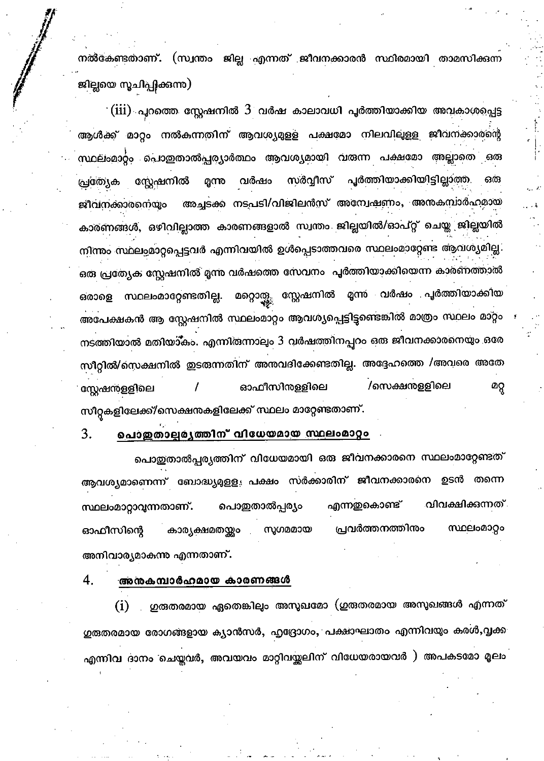നൽകേണ്ടതാണ്. (സ്വന്തം ജില്ല എന്നത് ജീവനക്കാരൻ സ്ഥിരമായി താമസിക്കുന്ന ജില്ലയെ സൂചിപ്പിക്കുന്നു)

(iii) പുറത്തെ സ്റ്റേഷനിൽ 3 വർഷ കാലാവധി പൂർത്തിയാക്കിയ അവകാശപ്പെട്ട ആൾക്ക് മാറ്റം നൽകുന്നതിന് ആവശ്യമുള്ള പക്ഷമോ നിലവിലുള്ള ജീവനക്കാരന്റെ സ്ഥലംമാറ്റം പൊതുതാൽപ്പര്യാർത്ഥം ആവശ്യമായി വരുന്ന പക്ഷമോ അല്ലാതെ ഒരു പ്രത്യേക സ്റ്റേഷനിൽ മൂന്നു വർഷം സർവ്വീസ് പൂർത്തിയാക്കിയിട്ടില്ലാത്ത ഒരു ജീവനക്കാരനെയും അച്ചടക്ക നടപടി/വിജിലൻസ് അന്വേഷണം, അനുകമ്പാർഹമായ കാരണങ്ങൾ, ഒഴിവില്ലാത്ത കാരണങ്ങളാൽ സ്വന്തം ജില്ലയിൽ/ഓപ്റ്റ് ചെയ്ത ജില്ലയിൽ നിന്നും സ്ഥലംമാറ്റപ്പെട്ടവർ എന്നിവയിൽ ഉൾപ്പെടാത്തവരെ സ്ഥലംമാറ്റേണ്ട ആവശ്യമില്ല. ഒരു പ്രത്യേക സ്റ്റേഷനിൽ മൂന്ന് വർഷത്തെ സേവനം പൂർത്തിയാക്കിയെന്ന കാരണത്താൽ ഒരാളെ സ്ഥലംമാറ്റേണ്ടതില്ല. മറ്റൊരു സ്റ്റേഷനിൽ മൂന്ന് വർഷം പൂർത്തിയാക്കിയ അപേക്ഷകൻ ആ സ്റ്റേഷനിൽ സ്ഥലംമാറ്റം ആവശ്യപ്പെട്ടിട്ടുണ്ടെങ്കിൽ മാത്രം സ്ഥലം മാറ്റം നടത്തിയാൽ മതിയാകും. എന്നിരുന്നാലും 3 വർഷത്തിനപ്പുറം ഒരു ജീവനക്കാരനെയും ഒരേ സീറ്റിൽ/സെക്ഷനിൽ തുടരുന്നതിന് അനുവദിക്കേണ്ടതില്ല. അദ്ദേഹത്തെ /അവരെ അതേ സ്റ്റേഷനുകളിലെ / ഓഫീസുകളിലെ /സെക്ഷനുകളിലെ മറ്റു സീറ്റുകളിലേക്ക്/സെക്ഷനുകളിലേക്ക് സ്ഥലം മാറ്റേണ്ടതാണ്.

## 3. പൊതുതാല്പര്യത്തിന് വിധേയമായ സ്ഥലംമാറ്റം

പൊതുതാൽപ്പര്യത്തിന് വിധേയമായി ഒരു ജീവനക്കാരനെ സ്ഥലംമാറ്റേണ്ടത് ആവശ്യമാണെന്ന് ബോദ്ധ്യമുള്ള പക്ഷം സർക്കാരിന് ജീവനക്കാരനെ ഉടൻ തന്നെ സ്ഥലംമാറ്റാവുന്നതാണ്. പൊതുതാൽപ്പര്യം എന്നതുകൊണ്ട് വിവക്ഷിക്കുന്നത് ഓഫീസിന്റെ കാര്യക്ഷമതയ്ക്കും സുഗമമായ പ്രവർത്തനത്തിനും സ്ഥലംമാറ്റം അനിവാര്യമാകുന്നു എന്നതാണ്.

## 4. അനുകമ്പാർഹമായ കാരണങ്ങൾ

(i) ഗുരുതരമായ ഏതെങ്കിലും അസുഖമോ (ഗുരുതരമായ അസുഖങ്ങൾ എന്നത് ഗുരുതരമായ രോഗങ്ങളായ ക്യാൻസർ, ഹൃദ്രോഗം, പക്ഷാഘാതം എന്നിവയും കരൾ,വൃക്ക എന്നിവ ദാനം ചെയ്തവർ, അവയവം മാറ്റിവയ്ക്കലിന് വിധേയരായവർ ) അപകടമോ മൂലം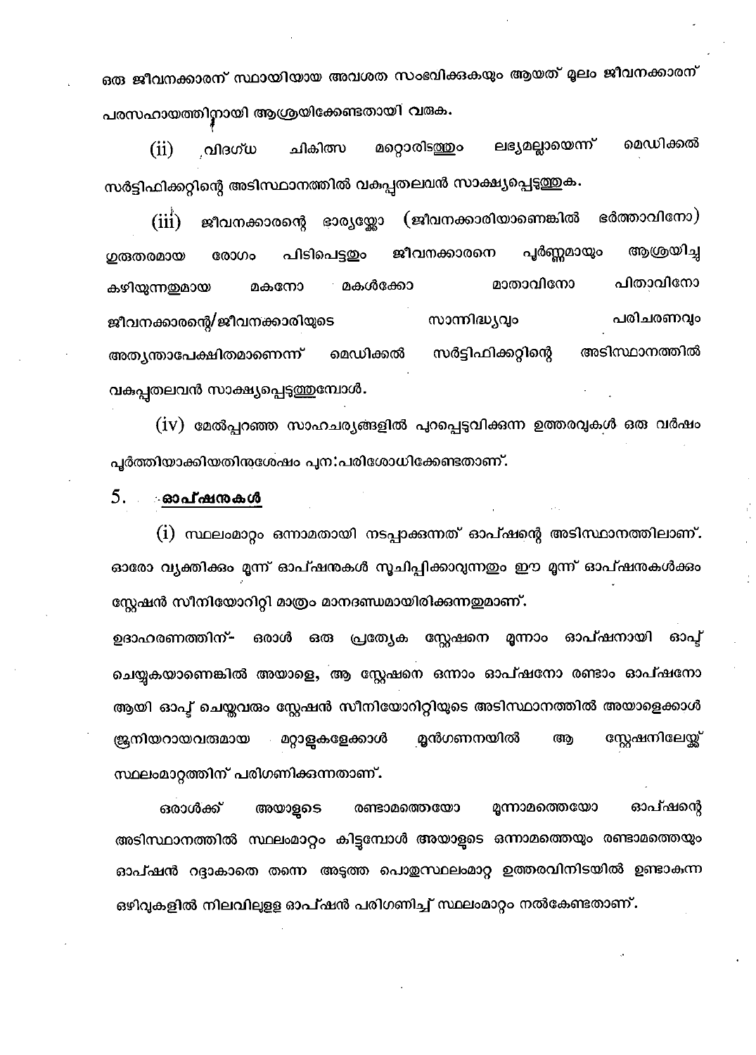ഒരു ജീവനക്കാരന് സ്ഥായിയായ അവശത സംഭവിക്കുകയും ആയത് മൂലം ജീവനക്കാരന് പരസഹായത്തിനായി ആശ്രയിക്കേണ്ടതായി വരുക.

(ii) വിദഗ്ധ ചികിത്സ മറ്റൊരിടത്തും ലഭ്യമല്ലായെന്ന് മെഡിക്കൽ സർട്ടിഫിക്കറ്റിന്റെ അടിസ്ഥാനത്തിൽ വകുപ്പുതലവൻ സാക്ഷ്യപ്പെടുത്തുക.

(iii) ജീവനക്കാരന്റെ ഭാര്യയ്ക്കോ (ജീവനക്കാരിയാണെങ്കിൽ ഭർത്താവിനോ) ഗുരുതരമായ രോഗം പിടിപെട്ടതും ജീവനക്കാരനെ പൂർണ്ണമായും ആശ്രയിച്ച് കഴിയുന്നതുമായ മകനോ മകൾക്കോ മാതാവിനോ പിതാവിനോ ജീവനക്കാരന്റെ/ജീവനക്കാരിയുടെ സാന്നിദ്ധ്യവും പരിചരണവും അത്യന്താപേക്ഷിതമാണെന്ന് മെഡിക്കൽ സർട്ടിഫിക്കറ്റിന്റെ അടിസ്ഥാനത്തിൽ വകുപ്പുതലവൻ സാക്ഷ്യപ്പെടുത്തുമ്പോൾ.

(iv) മേൽപ്പറഞ്ഞ സാഹചര്യങ്ങളിൽ പുറപ്പെടുവിക്കുന്ന ഉത്തരവുകൾ ഒരു വർഷം പൂർത്തിയാക്കിയതിനുശേഷം പുന:പരിശോധിക്കേണ്ടതാണ്.

## 5. ഓപ്ഷനുകൾ

(i) സ്ഥലംമാറ്റം ഒന്നാമതായി നടപ്പാക്കുന്നത് ഓപ്ഷന്റെ അടിസ്ഥാനത്തിലാണ്. ഓരോ വ്യക്തിക്കും മൂന്ന് ഓപ്ഷനുകൾ സൂചിപ്പിക്കാവുന്നതും ഈ മൂന്ന് ഓപ്ഷനുകൾക്കും സ്റ്റേഷൻ സീനിയോറിറ്റി മാത്രം മാനദണ്ഡമായിരിക്കുന്നതുമാണ്.

ഉദാഹരണത്തിന്- ഒരാൾ ഒരു പ്രത്യേക സ്റ്റേഷനെ മൂന്നാം ഓപ്ഷനായി ഓപ്റ്റ് ചെയ്യുകയാണെങ്കിൽ അയാളെ, ആ സ്റ്റേഷനെ ഒന്നാം ഓപ്ഷനോ രണ്ടാം ഓപ്ഷനോ ആയി ഓപ്റ്റ് ചെയ്തവരും സ്റ്റേഷൻ സീനിയോറിറ്റിയുടെ അടിസ്ഥാനത്തിൽ അയാളെക്കാൾ ജൂനിയറായവരുമായ മറ്റാളുകളേക്കാൾ മുൻഗണനയിൽ ആ സ്റ്റേഷനിലേയ്ക്ക് സ്ഥലംമാറ്റത്തിന് പരിഗണിക്കുന്നതാണ്.

ഒരാൾക്ക് അയാളുടെ രണ്ടാമത്തെയോ മൂന്നാമത്തെയോ ഓപ്ഷന്റെ അടിസ്ഥാനത്തിൽ സ്ഥലംമാറ്റം കിട്ടുമ്പോൾ അയാളുടെ ഒന്നാമത്തെയും രണ്ടാമത്തെയും ഓപ്ഷൻ റദ്ദാകാതെ തന്നെ അടുത്ത പൊതുസ്ഥലംമാറ്റ ഉത്തരവിനിടയിൽ ഉണ്ടാകുന്ന ഒഴിവുകളിൽ നിലവിലുള്ള ഓപ്ഷൻ പരിഗണിച്ച് സ്ഥലംമാറ്റം നൽകേണ്ടതാണ്.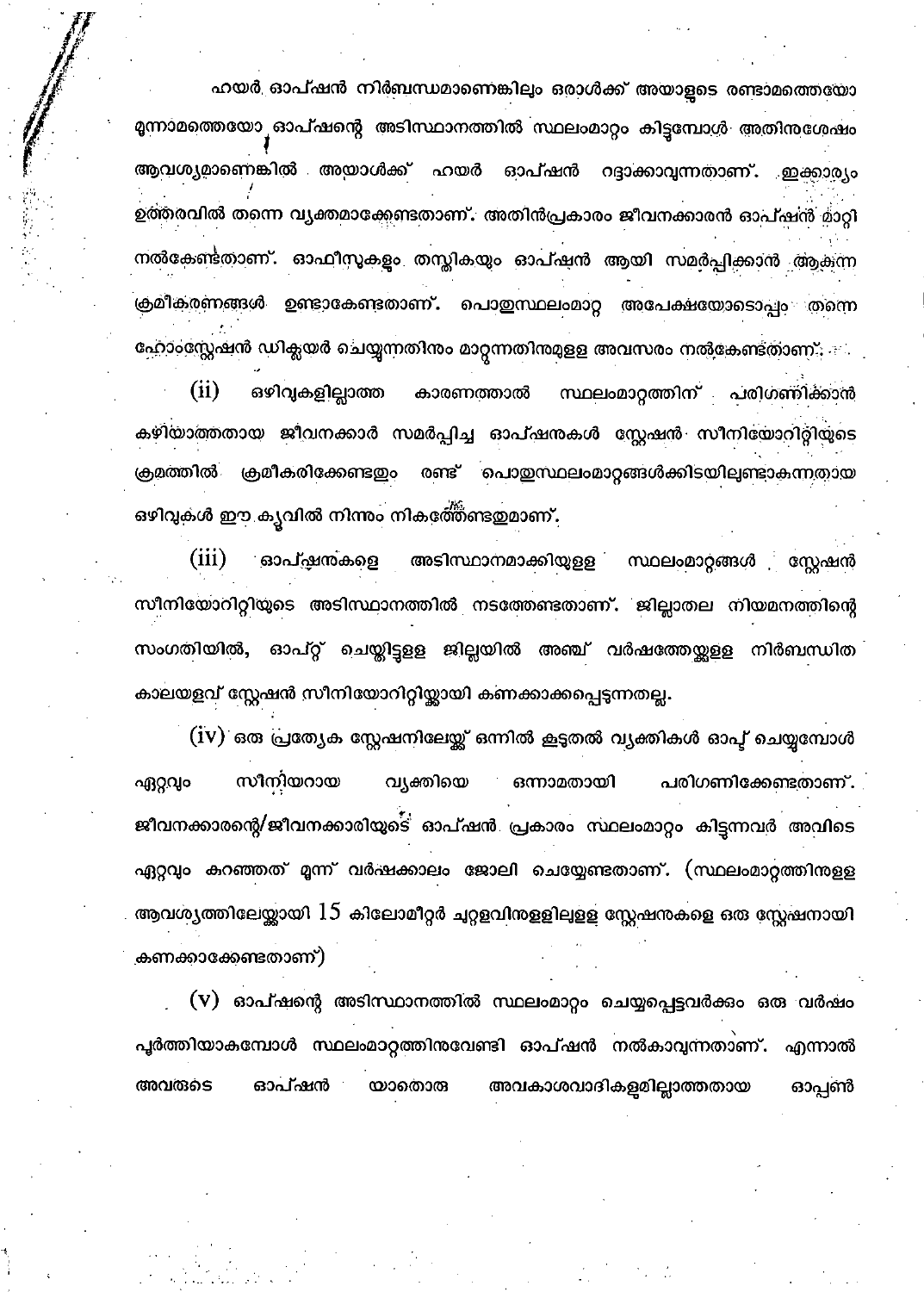ഹയർ ഓപ്ഷൻ നിർബന്ധമാണെങ്കിലും ഒരാൾക്ക് അയാളുടെ രണ്ടാമത്തെയോ മൂന്നാമത്തെയോ ഓപ്ഷന്റെ അടിസ്ഥാനത്തിൽ സ്ഥലംമാറ്റം കിട്ടുമ്പോൾ അതിനുശേഷം ആവശ്യമാണെങ്കിൽ അയാൾക്ക് ഹയർ ഓപ്ഷൻ റദ്ദാക്കാവുന്നതാണ്. ഇക്കാര്യം ഉത്തരവിൽ തന്നെ വ്യക്തമാക്കേണ്ടതാണ്. അതിൻപ്രകാരം ജീവനക്കാരൻ ഓപ്ഷൻ മാറ്റി നൽകേണ്ടതാണ്. ഓഫീസുകളും തസ്തികയും ഓപ്ഷൻ ആയി സമർപ്പിക്കാൻ ആകുന്ന ക്രമീകരണങ്ങൾ ഉണ്ടാകേണ്ടതാണ്. പൊതുസ്ഥലംമാറ്റ അപേക്ഷയോടൊപ്പം തന്നെ ഹോംസ്റ്റേഷൻ ഡിക്ലയർ ചെയ്യുന്നതിനും മാറ്റുന്നതിനുമുള്ള അവസരം നൽകേണ്ടതാണ്.

(ii) ഒഴിവുകളില്ലാത്ത കാരണത്താൽ സ്ഥലംമാറ്റത്തിന് പരിഗണിക്കാൻ കഴിയാത്തതായ ജീവനക്കാർ സമർപ്പിച്ച ഓപ്ഷനുകൾ സ്റ്റേഷൻ സീനിയോറിറ്റിയുടെ ക്രമത്തിൽ ക്രമീകരിക്കേണ്ടതും രണ്ട് പൊതുസ്ഥലംമാറ്റങ്ങൾക്കിടയിലുണ്ടാകുന്നതായ ഒഴിവുകൾ ഈ കൃവിൽ നിന്നും നികത്തേണ്ടതുമാണ്.

(iii) ഓപ്ഷനുകളെ അടിസ്ഥാനമാക്കിയുള്ള സ്ഥലംമാറ്റങ്ങൾ സ്റ്റേഷൻ സീനിയോറിറ്റിയുടെ അടിസ്ഥാനത്തിൽ നടത്തേണ്ടതാണ്. ജില്ലാതല നിയമനത്തിന്റെ സംഗതിയിൽ, ഓപ്റ്റ് ചെയ്തിട്ടുള്ള ജില്ലയിൽ അഞ്ച് വർഷത്തേയ്ക്കുള്ള നിർബന്ധിത കാലയളവ് സ്റ്റേഷൻ സീനിയോറിറ്റിയ്ക്കായി കണക്കാക്കപ്പെടുന്നതല്ല.

(iv) ഒരു പ്രത്യേക സ്റ്റേഷനിലേയ്ക്ക് ഒന്നിൽ കൂടുതൽ വ്യക്തികൾ ഓപ്റ്റ് ചെയ്യുമ്പോൾ ഏറ്റവും സീനിയറായ വ്യക്തിയെ ഒന്നാമതായി പരിഗണിക്കേണ്ടതാണ്. ജീവനക്കാരന്റെ/ജീവനക്കാരിയുടെ ഓപ്ഷൻ പ്രകാരം സ്ഥലംമാറ്റം കിട്ടുന്നവർ അവിടെ ഏറ്റവും കുറഞ്ഞത് മൂന്ന് വർഷക്കാലം ജോലി ചെയ്യേണ്ടതാണ്. (സ്ഥലംമാറ്റത്തിനുള്ള ആവശ്യത്തിലേയ്ക്കായി 15 കിലോമീറ്റർ ചുറ്റളവിനുള്ളിലുള്ള സ്റ്റേഷനുകളെ ഒരു സ്റ്റേഷനായി കണക്കാക്കേണ്ടതാണ്)

(v) ഓപ്ഷന്റെ അടിസ്ഥാനത്തിൽ സ്ഥലംമാറ്റം ചെയ്യപ്പെട്ടവർക്കും ഒരു വർഷം പൂർത്തിയാകുമ്പോൾ സ്ഥലംമാറ്റത്തിനുവേണ്ടി ഓപ്ഷൻ നൽകാവുന്നതാണ്. എന്നാൽ അവരുടെ ഓപ്ഷൻ യാതൊരു അവകാശവാദികളുമില്ലാത്തതായ ഓപ്പൺ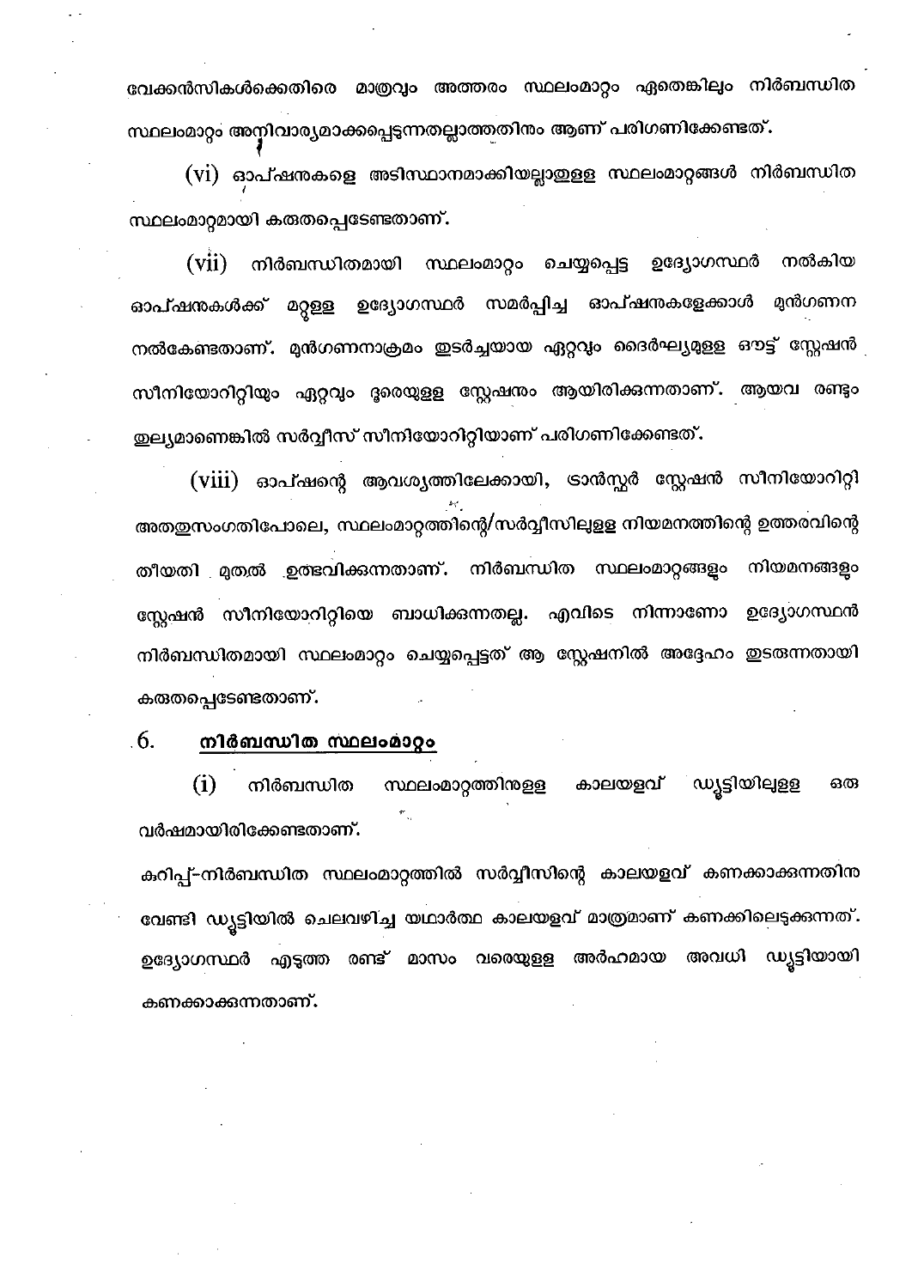വേക്കൻസികൾക്കെതിരെ മാത്രവും അത്തരം സ്ഥലംമാറ്റം ഏതെങ്കിലും നിർബന്ധിത സ്ഥലംമാറ്റം അനിവാര്യമാക്കപ്പെടുന്നതല്ലാത്തതിനും ആണ് പരിഗണിക്കേണ്ടത്.

(vi) ഓപ്ഷനുകളെ അടിസ്ഥാനമാക്കിയല്ലാതുള്ള സ്ഥലംമാറ്റങ്ങൾ നിർബന്ധിത സ്ഥലംമാറ്റമായി കരുതപ്പെടേണ്ടതാണ്.

(vii) നിർബന്ധിതമായി സ്ഥലംമാറ്റം ചെയ്യപ്പെട്ട ഉദ്യോഗസ്ഥർ നൽകിയ ഓപ്ഷനുകൾക്ക് മറ്റുള്ള ഉദ്യോഗസ്ഥർ സമർപ്പിച്ച ഓപ്ഷനുകളേക്കാൾ മുൻഗണന നൽകേണ്ടതാണ്. മുൻഗണനാക്രമം തുടർച്ചയായ ഏറ്റവും ദൈർഘ്യമുള്ള ഔട്ട് സ്റ്റേഷൻ സീനിയോറിറ്റിയും ഏറ്റവും ദൂരെയുള്ള സ്റ്റേഷനും ആയിരിക്കുന്നതാണ്. ആയവ രണ്ടും തുല്യമാണെങ്കിൽ സർവ്വീസ് സീനിയോറിറ്റിയാണ് പരിഗണിക്കേണ്ടത്.

(viii) ഓപ്ഷന്റെ ആവശ്യത്തിലേക്കായി, ട്രാൻസ്ഫർ സ്റ്റേഷൻ സീനിയോറിറ്റി അതതുസംഗതിപോലെ, സ്ഥലംമാറ്റത്തിന്റെ/സർവ്വീസിലുള്ള നിയമനത്തിന്റെ ഉത്തരവിന്റെ തീയതി മുതൽ ഉത്ഭവിക്കുന്നതാണ്. നിർബന്ധിത സ്ഥലംമാറ്റങ്ങളും നിയമനങ്ങളും സ്റ്റേഷൻ സീനിയോറിറ്റിയെ ബാധിക്കുന്നതല്ല. എവിടെ നിന്നാണോ ഉദ്യോഗസ്ഥൻ നിർബന്ധിതമായി സ്ഥലംമാറ്റം ചെയ്യപ്പെട്ടത് ആ സ്റ്റേഷനിൽ അദ്ദേഹം തുടരുന്നതായി കരുതപ്പെടേണ്ടതാണ്.

## 6. <u>നിർബന്ധിത സ്ഥലംമാറ്റം</u>

(i) നിർബന്ധിത സ്ഥലംമാറ്റത്തിനുള്ള കാലയളവ് ഡ്യൂട്ടിയിലുള്ള ഒരു വർഷമായിരിക്കേണ്ടതാണ്.

കുറിപ്പ്-നിർബന്ധിത സ്ഥലംമാറ്റത്തിൽ സർവ്വീസിന്റെ കാലയളവ് കണക്കാക്കുന്നതിനു വേണ്ടി ഡ്യൂട്ടിയിൽ ചെലവഴിച്ച യഥാർത്ഥ കാലയളവ് മാത്രമാണ് കണക്കിലെടുക്കുന്നത്. ഉദ്യോഗസ്ഥർ എടുത്ത രണ്ട് മാസം വരെയുള്ള അർഹമായ അവധി ഡ്യൂട്ടിയായി കണക്കാക്കുന്നതാണ്.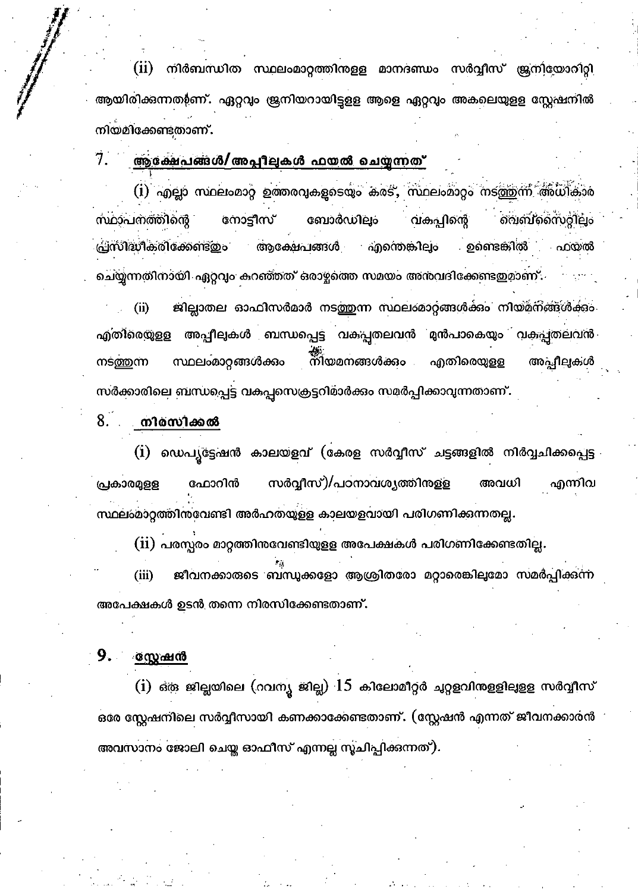(ii) നിർബന്ധിത സ്ഥലംമാറ്റത്തിനുള്ള മാനദണ്ഡം സർവ്വീസ് ജൂനിയോറിറ്റി ആയിരിക്കുന്നതാണ്. ഏറ്റവും ജൂനിയറായിട്ടുള്ള ആളെ ഏറ്റവും അകലെയുള്ള സ്റ്റേഷനിൽ നിയമിക്കേണ്ടതാണ്.

## 7. ആക്ഷേപങ്ങൾ/അപ്പീലുകൾ ഫയൽ ചെയ്യുന്നത്

(i) എല്ലാ സ്ഥലംമാറ്റ ഉത്തരവുകളുടെയും കരട്, സ്ഥലംമാറ്റം നടത്തുന്ന അധികാര സ്ഥാപനത്തിന്റെ നോട്ടീസ് ബോർഡിലും വകുപ്പിന്റെ വെബ്സൈറ്റിലും പ്രസിദ്ധീകരിക്കേണ്ടതും ആക്ഷേപങ്ങൾ എന്തെങ്കിലും ഉണ്ടെങ്കിൽ ഫയൽ ചെയ്യുന്നതിനായി ഏറ്റവും കുറഞ്ഞത് ഒരാഴ്ചത്തെ സമയം അനുവദിക്കേണ്ടതുമാണ്.

(ii) ജില്ലാതല ഓഫീസർമാർ നടത്തുന്ന സ്ഥലംമാറ്റങ്ങൾക്കും നിയമനങ്ങൾക്കും എതിരെയുള്ള അപ്പീലുകൾ ബന്ധപ്പെട്ട വകുപ്പുതലവൻ മുൻപാകെയും വകുപ്പുതലവൻ നടത്തുന്ന സ്ഥലംമാറ്റങ്ങൾക്കും നിയമനങ്ങൾക്കും എതിരെയുള്ള അപ്പീലുകൾ സർക്കാരിലെ ബന്ധപ്പെട്ട വകുപ്പുസെക്രട്ടറിമാർക്കും സമർപ്പിക്കാവുന്നതാണ്.

## 8. നിരസിക്കൽ

(i) ഡെപ്യൂട്ടേഷൻ കാലയളവ് (കേരള സർവ്വീസ് ചട്ടങ്ങളിൽ നിർവ്വചിക്കപ്പെട്ട പ്രകാരമുള്ള ഫോറിൻ സർവ്വീസ്)/പഠനാവശ്യത്തിനുള്ള അവധി എന്നിവ സ്ഥലംമാറ്റത്തിനുവേണ്ടി അർഹതയുള്ള കാലയളവായി പരിഗണിക്കുന്നതല്ല.

(ii) പരസ്പരം മാറ്റത്തിനുവേണ്ടിയുള്ള അപേക്ഷകൾ പരിഗണിക്കേണ്ടതില്ല.

(iii) ജീവനക്കാരുടെ ബന്ധുക്കളോ ആശ്രിതരോ മറ്റാരെങ്കിലുമോ സമർപ്പിക്കുന്ന അപേക്ഷകൾ ഉടൻ തന്നെ നിരസിക്കേണ്ടതാണ്.

## 9. സ്റ്റേഷൻ

(i) ഒരു ജില്ലയിലെ (റവന്യൂ ജില്ല) 15 കിലോമീറ്റർ ചുറ്റളവിനുള്ളിലുള്ള സർവ്വീസ് ഒരേ സ്റ്റേഷനിലെ സർവ്വീസായി കണക്കാക്കേണ്ടതാണ്. (സ്റ്റേഷൻ എന്നത് ജീവനക്കാരൻ അവസാനം ജോലി ചെയ്ത ഓഫീസ് എന്നല്ല സൂചിപ്പിക്കുന്നത്).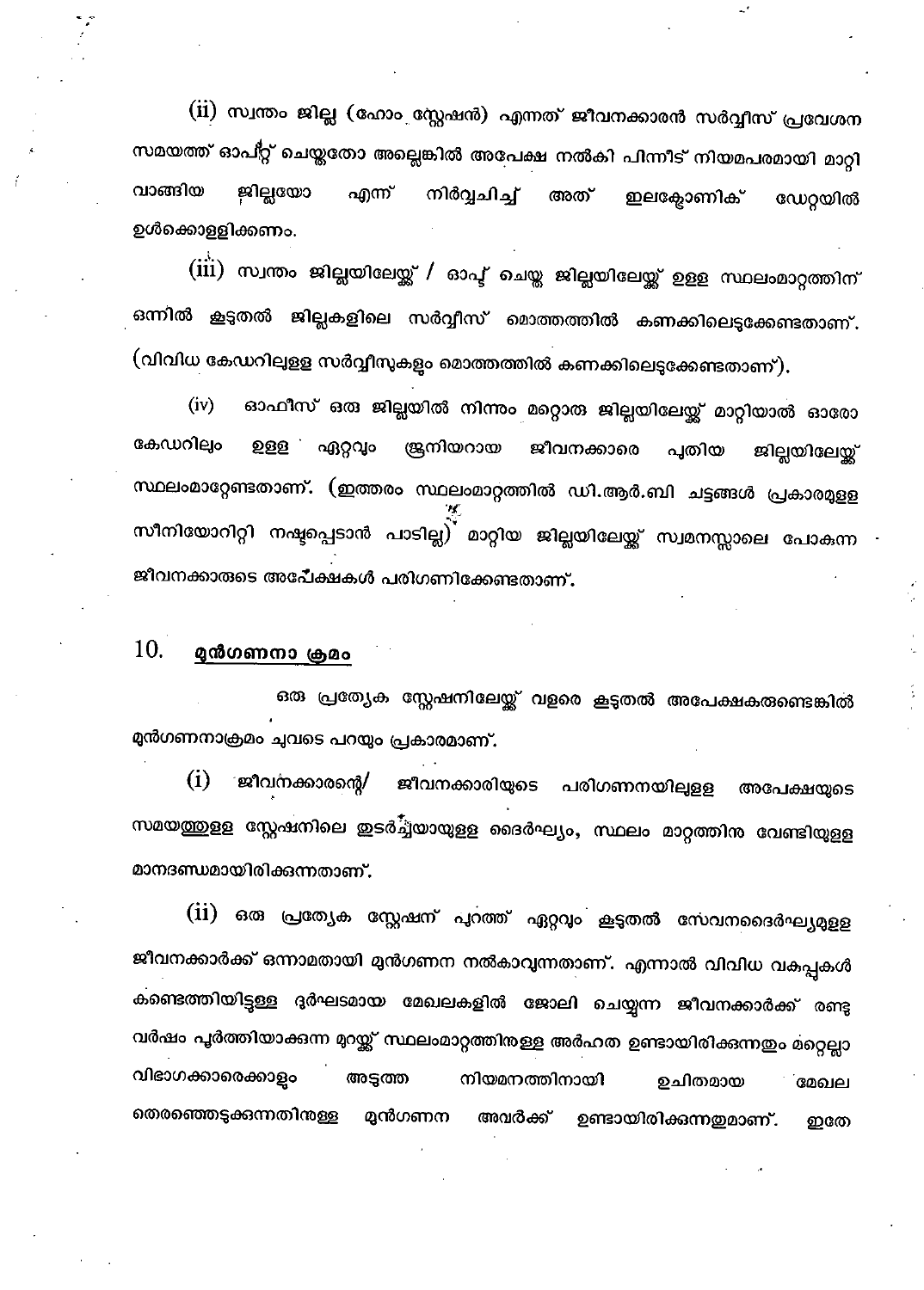(ii) സ്വന്തം ജില്ല (ഹോം സ്റ്റേഷൻ) എന്നത് ജീവനക്കാരൻ സർവ്വീസ് പ്രവേശന സമയത്ത് ഓപ്റ്റ് ചെയ്തതോ അല്ലെങ്കിൽ അപേക്ഷ നൽകി പിന്നീട് നിയമപരമായി മാറ്റി വാങ്ങിയ ജില്ലയോ എന്ന് നിർവ്വചിച്ച് അത് ഇലക്ട്രോണിക് ഡേറ്റയിൽ ഉൾക്കൊള്ളിക്കണം.

(iii) സ്വന്തം ജില്ലയിലേയ്ക്ക് / ഓപ്റ്റ് ചെയ്ത ജില്ലയിലേയ്ക്ക് ഉള്ള സ്ഥലംമാറ്റത്തിന് ഒന്നിൽ കൂടുതൽ ജില്ലകളിലെ സർവ്വീസ് മൊത്തത്തിൽ കണക്കിലെടുക്കേണ്ടതാണ്. (വിവിധ കേഡറിലുള്ള സർവ്വീസുകളും മൊത്തത്തിൽ കണക്കിലെടുക്കേണ്ടതാണ്).

(iv) ഓഫീസ് ഒരു ജില്ലയിൽ നിന്നും മറ്റൊരു ജില്ലയിലേയ്ക്ക് മാറ്റിയാൽ ഓരോ കേഡറിലും ഉള്ള ഏറ്റവും ജൂനിയറായ ജീവനക്കാരെ പുതിയ ജില്ലയിലേയ്ക്ക് സ്ഥലംമാറ്റേണ്ടതാണ്. (ഇത്തരം സ്ഥലംമാറ്റത്തിൽ ഡി.ആർ.ബി ചട്ടങ്ങൾ പ്രകാരമുള്ള സീനിയോറിറ്റി നഷ്ടപ്പെടാൻ പാടില്ല) മാറ്റിയ ജില്ലയിലേയ്ക്ക് സ്വമനസ്സാലെ പോകുന്ന ജീവനക്കാരുടെ അപേക്ഷകൾ പരിഗണിക്കേണ്ടതാണ്.

## 10. <u>മുൻഗണനാ ക്രമം</u>

ഒരു പ്രത്യേക സ്റ്റേഷനിലേയ്ക്ക് വളരെ കൂടുതൽ അപേക്ഷകരുണ്ടെങ്കിൽ മുൻഗണനാക്രമം ചുവടെ പറയും പ്രകാരമാണ്.

(i) ജീവനക്കാരന്റെ/ ജീവനക്കാരിയുടെ പരിഗണനയിലുള്ള അപേക്ഷയുടെ സമയത്തുള്ള സ്റ്റേഷനിലെ തുടർച്ചയായുള്ള ദൈർഘ്യം, സ്ഥലം മാറ്റത്തിന വേണ്ടിയുള്ള മാനദണ്ഡമായിരിക്കുന്നതാണ്.

(ii) ഒരു പ്രത്യേക സ്റ്റേഷന് പുറത്ത് ഏറ്റവും കൂടുതൽ സേവനദൈർഘ്യമുള്ള ജീവനക്കാർക്ക് ഒന്നാമതായി മുൻഗണന നൽകാവുന്നതാണ്. എന്നാൽ വിവിധ വകുപ്പുകൾ കണ്ടെത്തിയിട്ടുള്ള ദുർഘടമായ മേഖലകളിൽ ജോലി ചെയ്യുന്ന ജീവനക്കാർക്ക് രണ്ടു വർഷം പൂർത്തിയാക്കുന്ന മുറയ്ക്ക് സ്ഥലംമാറ്റത്തിനുള്ള അർഹത ഉണ്ടായിരിക്കുന്നതും മറ്റെല്ലാ വിഭാഗക്കാരെക്കാളും അടുത്ത നിയമനത്തിനായി ഉചിതമായ മേഖല തെരഞ്ഞെടുക്കുന്നതിനുള്ള മുൻഗണന അവർക്ക് ഉണ്ടായിരിക്കുന്നതുമാണ്. ഇതേ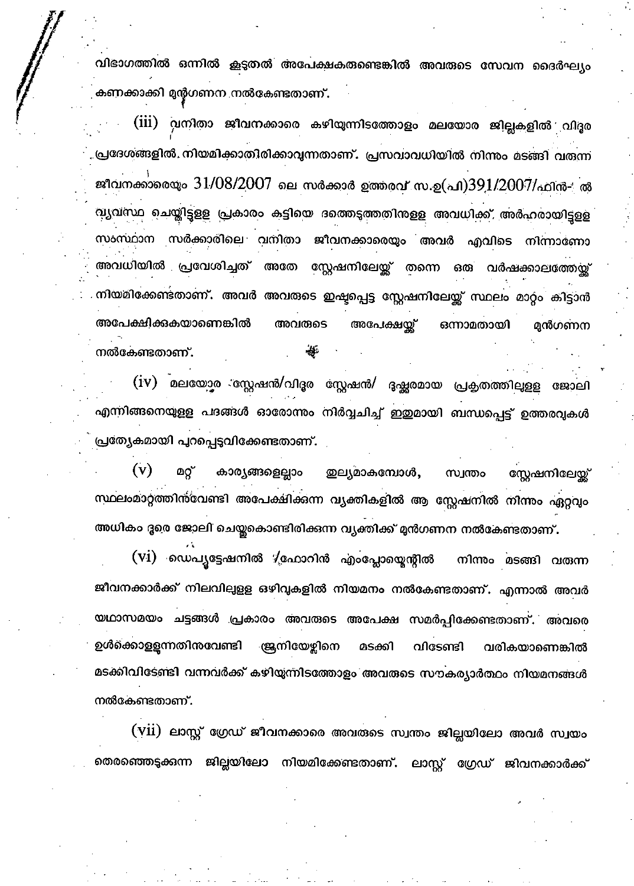വിഭാഗത്തിൽ ഒന്നിൽ കൂടുതൽ അപേക്ഷകരുണ്ടെങ്കിൽ അവരുടെ സേവന ദൈർഘ്യം കണക്കാക്കി മുൻഗണന നൽകേണ്ടതാണ്.

(iii) വനിതാ ജീവനക്കാരെ കഴിയുന്നിടത്തോളം മലയോര ജില്ലകളിൽ വിദൂര പ്രദേശങ്ങളിൽ നിയമിക്കാതിരിക്കാവുന്നതാണ്. പ്രസവാവധിയിൽ നിന്നും മടങ്ങി വരുന്ന ജീവനക്കാരെയും 31/08/2007 ലെ സർക്കാർ ഉത്തരവ് സ.ഉ(പി)391/2007/ഫിൻ- ൽ വ്യവസ്ഥ ചെയ്തിട്ടുള്ള പ്രകാരം കുട്ടിയെ ദത്തെടുത്തതിനുള്ള അവധിക്ക് അർഹരായിട്ടുള്ള സംസ്ഥാന സർക്കാരിലെ വനിതാ ജീവനക്കാരെയും അവർ എവിടെ നിന്നാണോ അവധിയിൽ പ്രവേശിച്ചത് അതേ സ്റ്റേഷനിലേയ്ക്ക് തന്നെ ഒരു വർഷക്കാലത്തേയ്ക്ക് നിയമിക്കേണ്ടതാണ്. അവർ അവരുടെ ഇഷ്ടപ്പെട്ട സ്റ്റേഷനിലേയ്ക്ക് സ്ഥലം മാറ്റം കിട്ടാൻ അപേക്ഷിക്കുകയാണെങ്കിൽ അവരുടെ അപേക്ഷയ്ക്ക് ഒന്നാമതായി മുൻഗണന നൽകേണ്ടതാണ്.

(iv) മലയോര സ്റ്റേഷൻ/വിദൂര സ്റ്റേഷൻ/ ദുഷ്കരമായ പ്രകൃതത്തിലുള്ള ജോലി എന്നിങ്ങനെയുള്ള പദങ്ങൾ ഓരോന്നും നിർവ്വചിച്ച് ഇതുമായി ബന്ധപ്പെട്ട് ഉത്തരവുകൾ പ്രത്യേകമായി പുറപ്പെടുവിക്കേണ്ടതാണ്.

(v) മറ്റ് കാര്യങ്ങളെല്ലാം തുല്യമാകുമ്പോൾ, സ്വന്തം സ്റ്റേഷനിലേയ്ക്ക് സ്ഥലംമാറ്റത്തിനുവേണ്ടി അപേക്ഷിക്കുന്ന വ്യക്തികളിൽ ആ സ്റ്റേഷനിൽ നിന്നും ഏറ്റവും അധികം ദൂരെ ജോലി ചെയ്തുകൊണ്ടിരിക്കുന്ന വ്യക്തിക്ക് മുൻഗണന നൽകേണ്ടതാണ്.

(vi) ഡെപ്യൂട്ടേഷനിൽ /ഫോറിൻ എംപ്ലോയ്മെന്റിൽ നിന്നും മടങ്ങി വരുന്ന ജീവനക്കാർക്ക് നിലവിലുള്ള ഒഴിവുകളിൽ നിയമനം നൽകേണ്ടതാണ്. എന്നാൽ അവർ യഥാസമയം ചട്ടങ്ങൾ പ്രകാരം അവരുടെ അപേക്ഷ സമർപ്പിക്കേണ്ടതാണ്. അവരെ ഉൾക്കൊള്ളുന്നതിനുവേണ്ടി ജൂനിയേഴ്സിനെ മടക്കി വിടേണ്ടി വരികയാണെങ്കിൽ മടക്കിവിടേണ്ടി വന്നവർക്ക് കഴിയുന്നിടത്തോളം അവരുടെ സൗകര്യാർത്ഥം നിയമനങ്ങൾ നൽകേണ്ടതാണ്.

(vii) ലാസ്റ്റ് ഗ്രേഡ് ജീവനക്കാരെ അവരുടെ സ്വന്തം ജില്ലയിലോ അവർ സ്വയം തെരഞ്ഞെടുക്കുന്ന ജില്ലയിലോ നിയമിക്കേണ്ടതാണ്. ലാസ്റ്റ് ഗ്രേഡ് ജീവനക്കാർക്ക്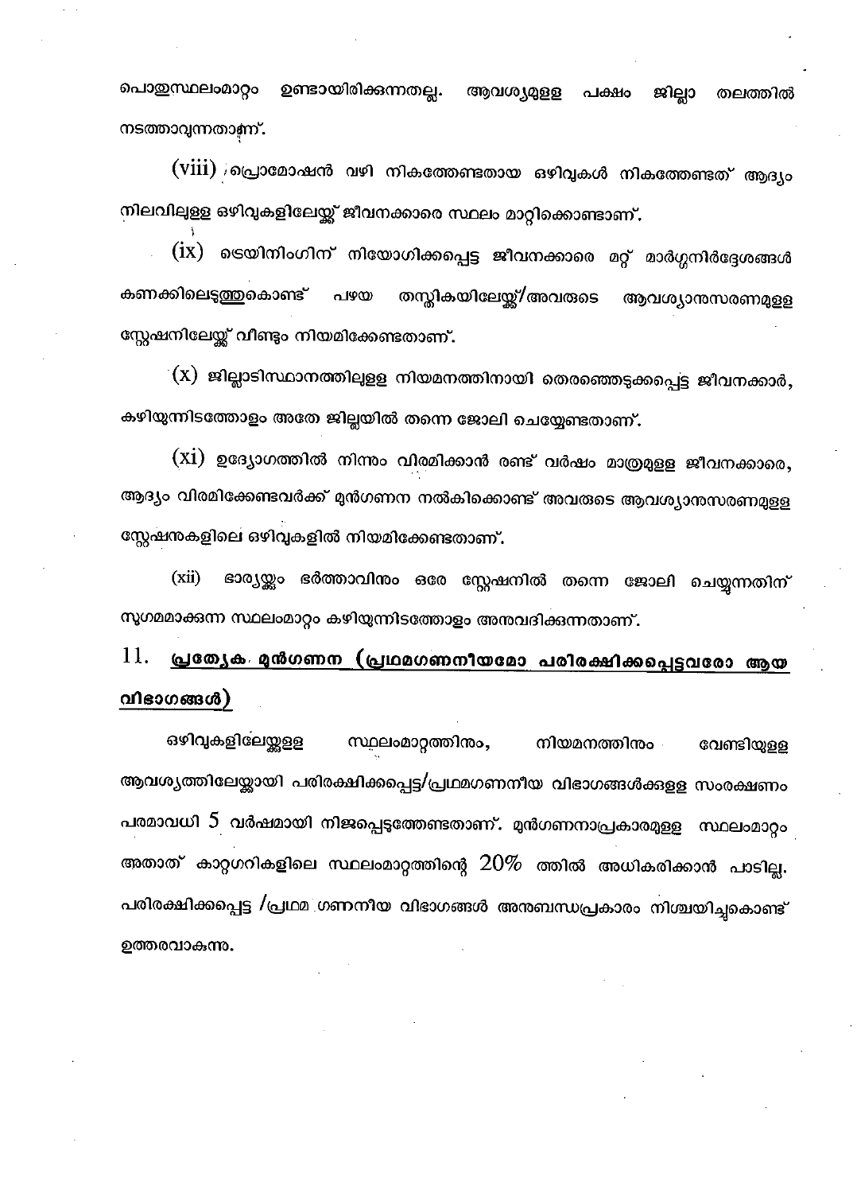പൊതുസ്ഥലംമാറ്റം ഉണ്ടായിരിക്കുന്നതല്ല. ആവശ്യമുള്ള പക്ഷം ജില്ലാ തലത്തിൽ നടത്താവുന്നതാണ്.

(viii) പ്രൊമോഷൻ വഴി നികത്തേണ്ടതായ ഒഴിവുകൾ നികത്തേണ്ടത് ആദ്യം നിലവിലുള്ള ഒഴിവുകളിലേയ്ക്ക് ജീവനക്കാരെ സ്ഥലം മാറ്റിക്കൊണ്ടാണ്.

(ix) ട്രെയിനിംഗിന് നിയോഗിക്കപ്പെട്ട ജീവനക്കാരെ മറ്റ് മാർഗ്ഗനിർദ്ദേശങ്ങൾ കണക്കിലെടുത്തുകൊണ്ട് പഴയ തസ്തികയിലേയ്ക്ക്/അവരുടെ ആവശ്യാനുസരണമുള്ള സ്റ്റേഷനിലേയ്ക്ക് വീണ്ടും നിയമിക്കേണ്ടതാണ്.

(x) ജില്ലാടിസ്ഥാനത്തിലുള്ള നിയമനത്തിനായി തെരഞ്ഞെടുക്കപ്പെട്ട ജീവനക്കാർ, കഴിയുന്നിടത്തോളം അതേ ജില്ലയിൽ തന്നെ ജോലി ചെയ്യേണ്ടതാണ്.

(xi) ഉദ്യോഗത്തിൽ നിന്നും വിരമിക്കാൻ രണ്ട് വർഷം മാത്രമുള്ള ജീവനക്കാരെ, ആദ്യം വിരമിക്കേണ്ടവർക്ക് മുൻഗണന നൽകിക്കൊണ്ട് അവരുടെ ആവശ്യാനുസരണമുള്ള സ്റ്റേഷനുകളിലെ ഒഴിവുകളിൽ നിയമിക്കേണ്ടതാണ്.

(xii) ഭാര്യയ്ക്കും ഭർത്താവിനും ഒരേ സ്റ്റേഷനിൽ തന്നെ ജോലി ചെയ്യുന്നതിന് സുഗമമാക്കുന്ന സ്ഥലംമാറ്റം കഴിയുന്നിടത്തോളം അനുവദിക്കുന്നതാണ്.

## 11. <u>പ്രത്യേക മുൻഗണന (പ്രഥമഗണനീയമോ പരിരക്ഷിക്കപ്പെട്ടവരോ ആയ വിഭാഗങ്ങൾ)</u>

ഒഴിവുകളിലേയ്ക്കുള്ള സ്ഥലംമാറ്റത്തിനും, നിയമനത്തിനും വേണ്ടിയുള്ള ആവശ്യത്തിലേയ്ക്കായി പരിരക്ഷിക്കപ്പെട്ട/പ്രഥമഗണനീയ വിഭാഗങ്ങൾക്കുള്ള സംരക്ഷണം പരമാവധി 5 വർഷമായി നിജപ്പെടുത്തേണ്ടതാണ്. മുൻഗണനാപ്രകാരമുള്ള സ്ഥലംമാറ്റം അതാത് കാറ്റഗറികളിലെ സ്ഥലംമാറ്റത്തിന്റെ 20% ത്തിൽ അധികരിക്കാൻ പാടില്ല. പരിരക്ഷിക്കപ്പെട്ട /പ്രഥമ ഗണനീയ വിഭാഗങ്ങൾ അനുബന്ധപ്രകാരം നിശ്ചയിച്ചുകൊണ്ട് ഉത്തരവാകുന്നു.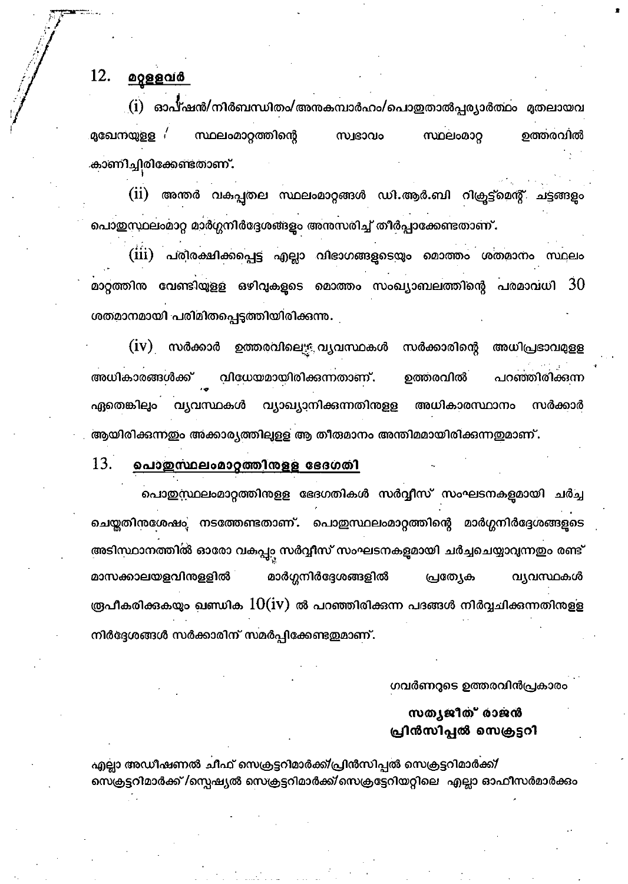## 12. മറ്റുള്ളവർ

(i) ഓപ്ഷൻ/നിർബന്ധിതം/അനുകമ്പാർഹം/പൊതുതാൽപ്പര്യാർത്ഥം മുതലായവ മുഖേനയുള്ള സ്ഥലംമാറ്റത്തിന്റെ സ്വഭാവം സ്ഥലംമാറ്റ ഉത്തരവിൽ കാണിച്ചിരിക്കേണ്ടതാണ്.

(ii) അന്തർ വകുപ്പുതല സ്ഥലംമാറ്റങ്ങൾ ഡി.ആർ.ബി റിക്രൂട്ട്മെന്റ് ചട്ടങ്ങളും പൊതുസ്ഥലംമാറ്റ മാർഗ്ഗനിർദ്ദേശങ്ങളും അനുസരിച്ച് തീർപ്പാക്കേണ്ടതാണ്.

(iii) പരിരക്ഷിക്കപ്പെട്ട എല്ലാ വിഭാഗങ്ങളുടെയും മൊത്തം ശതമാനം സ്ഥലം മാറ്റത്തിനു വേണ്ടിയുള്ള ഒഴിവുകളുടെ മൊത്തം സംഖ്യാബലത്തിന്റെ പരമാവധി 30 ശതമാനമായി പരിമിതപ്പെടുത്തിയിരിക്കുന്നു.

(iv) സർക്കാർ ഉത്തരവിലെ വ്യവസ്ഥകൾ സർക്കാരിന്റെ അധിപ്രഭാവമുള്ള അധികാരങ്ങൾക്ക് വിധേയമായിരിക്കുന്നതാണ്. ഉത്തരവിൽ പറഞ്ഞിരിക്കുന്ന ഏതെങ്കിലും വ്യവസ്ഥകൾ വ്യാഖ്യാനിക്കുന്നതിനുള്ള അധികാരസ്ഥാനം സർക്കാർ ആയിരിക്കുന്നതും അക്കാര്യത്തിലുള്ള ആ തീരുമാനം അന്തിമമായിരിക്കുന്നതുമാണ്.

## 13. പൊതുസ്ഥലംമാറ്റത്തിനുള്ള ഭേദഗതി

പൊതുസ്ഥലംമാറ്റത്തിനുള്ള ഭേദഗതികൾ സർവ്വീസ് സംഘടനകളുമായി ചർച്ച ചെയ്തതിനുശേഷം നടത്തേണ്ടതാണ്. പൊതുസ്ഥലംമാറ്റത്തിന്റെ മാർഗ്ഗനിർദ്ദേശങ്ങളുടെ അടിസ്ഥാനത്തിൽ ഓരോ വകുപ്പും സർവ്വീസ് സംഘടനകളുമായി ചർച്ചചെയ്യാവുന്നതും രണ്ട് മാസക്കാലയളവിനുള്ളിൽ മാർഗ്ഗനിർദ്ദേശങ്ങളിൽ പ്രത്യേക വ്യവസ്ഥകൾ രൂപീകരിക്കുകയും ഖണ്ഡിക 10(iv) ൽ പറഞ്ഞിരിക്കുന്ന പദങ്ങൾ നിർവ്വചിക്കുന്നതിനുള്ള നിർദ്ദേശങ്ങൾ സർക്കാരിന് സമർപ്പിക്കേണ്ടതുമാണ്.

ഗവർണറുടെ ഉത്തരവിൻപ്രകാരം

**സത്യജീത് രാജൻ**
**പ്രിൻസിപ്പൽ സെക്രട്ടറി**

എല്ലാ അഡീഷണൽ ചീഫ് സെക്രട്ടറിമാർക്ക്/പ്രിൻസിപ്പൽ സെക്രട്ടറിമാർക്ക്/ സെക്രട്ടറിമാർക്ക്/സ്പെഷ്യൽ സെക്രട്ടറിമാർക്ക്/സെക്രട്ടേറിയറ്റിലെ എല്ലാ ഓഫീസർമാർക്കും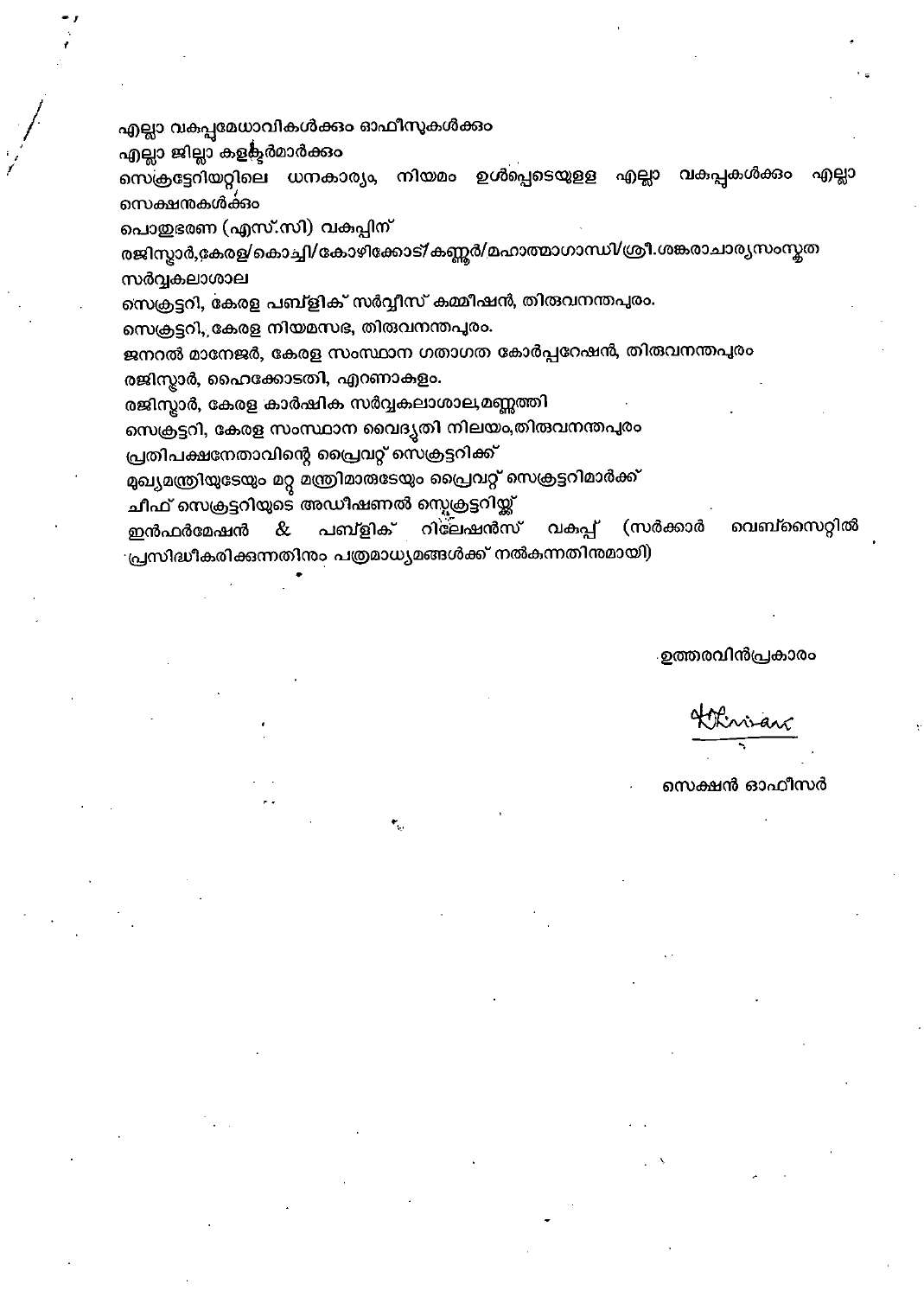എല്ലാ വകുപ്പമേധാവികൾക്കും ഓഫീസുകൾക്കും

എല്ലാ ജില്ലാ കളക്ടർമാർക്കും

സെക്രട്ടേറിയറ്റിലെ ധനകാര്യം, നിയമം ഉൾപ്പെടെയുള്ള എല്ലാ വകുപ്പുകൾക്കും എല്ലാ സെക്ഷനുകൾക്കും

പൊതുഭരണ (എസ്.സി) വകുപ്പിന്

രജിസ്ട്രാർ,കേരള/കൊച്ചി/കോഴിക്കോട്/കണ്ണൂർ/മഹാത്മാഗാന്ധി/ശ്രീ.ശങ്കരാചാര്യസംസ്കൃത സർവ്വകലാശാല

സെക്രട്ടറി, കേരള പബ്ലിക് സർവ്വീസ് കമ്മീഷൻ, തിരുവനന്തപുരം.

സെക്രട്ടറി,, കേരള നിയമസഭ, തിരുവനന്തപുരം.

ജനറൽ മാനേജർ, കേരള സംസ്ഥാന ഗതാഗത കോർപ്പറേഷൻ, തിരുവനന്തപുരം

രജിസ്ട്രാർ, ഹൈക്കോടതി, എറണാകുളം.

രജിസ്ട്രാർ, കേരള കാർഷിക സർവ്വകലാശാല,മണ്ണുത്തി

സെക്രട്ടറി, കേരള സംസ്ഥാന വൈദ്യുതി നിലയം,തിരുവനന്തപുരം

പ്രതിപക്ഷനേതാവിന്റെ പ്രൈവറ്റ് സെക്രട്ടറിക്ക്

മുഖ്യമന്ത്രിയുടേയും മറ്റ് മന്ത്രിമാരുടേയും പ്രൈവറ്റ് സെക്രട്ടറിമാർക്ക്

ചീഫ് സെക്രട്ടറിയുടെ അഡീഷണൽ സെക്രട്ടറിയ്ക്ക്

ഇൻഫർമേഷൻ & പബ്ലിക് റിലേഷൻസ് വകുപ്പ് (സർക്കാർ വെബ്സൈറ്റിൽ പ്രസിദ്ധീകരിക്കുന്നതിനും പത്രമാധ്യമങ്ങൾക്ക് നൽകുന്നതിനുമായി)

ഉത്തരവിൻപ്രകാരം

സെക്ഷൻ ഓഫീസർ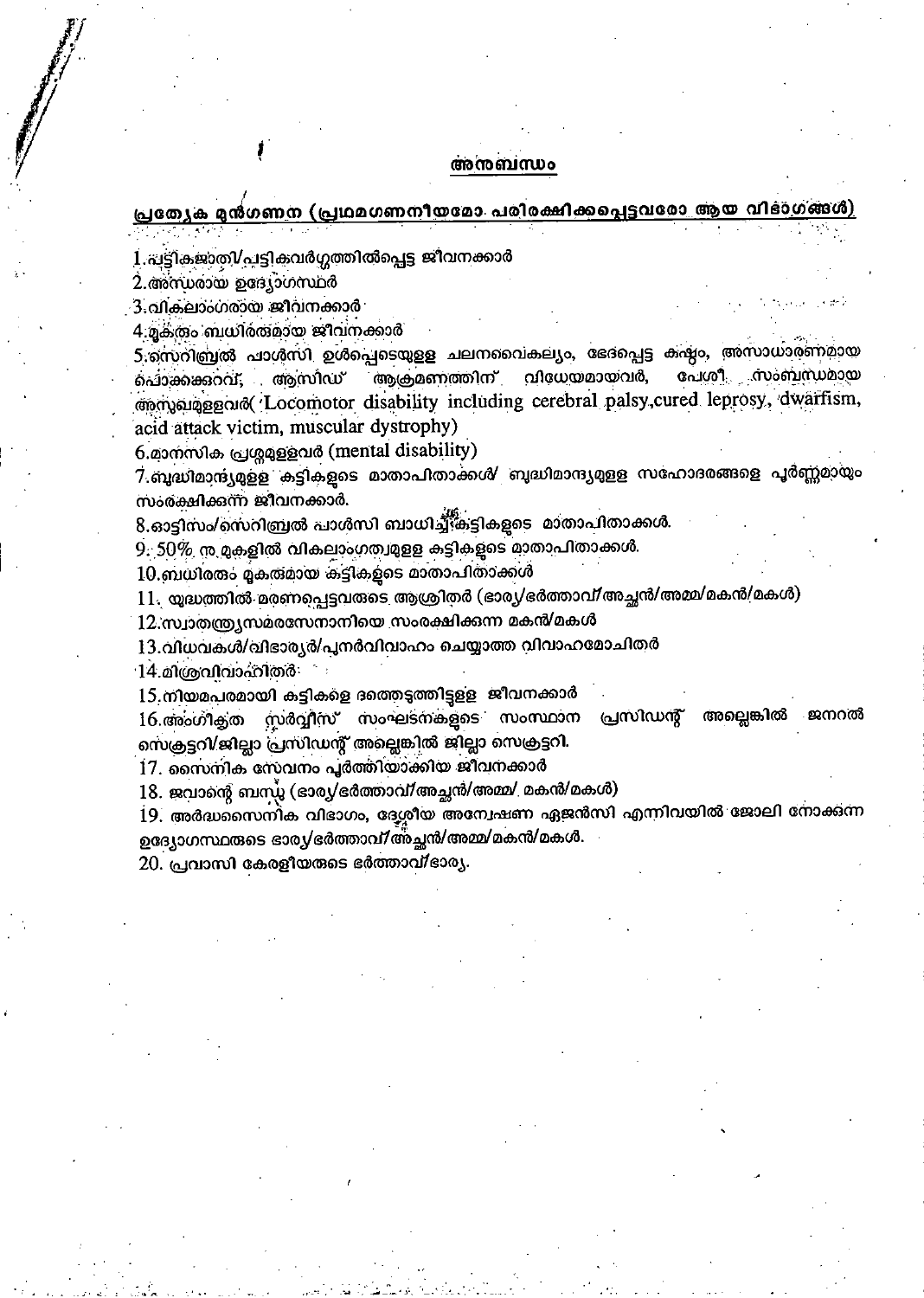# അനുബന്ധം

## പ്രത്യേക മുൻഗണന (പ്രഥമഗണനീയമോ പരിരക്ഷിക്കപ്പെട്ടവരോ ആയ വിഭാഗങ്ങൾ)

1. പട്ടികജാതി/പട്ടികവർഗ്ഗത്തിൽപ്പെട്ട ജീവനക്കാർ
2. അന്ധരായ ഉദ്യോഗസ്ഥർ
3. വികലാംഗരായ ജീവനക്കാർ
4. മൂകരും ബധിരരുമായ ജീവനക്കാർ
5. സെറിബ്രൽ പാൾസി ഉൾപ്പെടെയുള്ള ചലനവൈകല്യം, ഭേദപ്പെട്ട കുഷ്ഠം, അസാധാരണമായ പൊക്കക്കുറവ്, ആസിഡ് ആക്രമണത്തിന് വിധേയമായവർ, പേശീ സംബന്ധമായ അസുഖമുള്ളവർ( Locomotor disability including cerebral palsy, cured leprosy, dwarfism, acid attack victim, muscular dystrophy)
6. മാനസിക പ്രശ്നമുള്ളവർ (mental disability)
7. ബുദ്ധിമാന്ദ്യമുള്ള കുട്ടികളുടെ മാതാപിതാക്കൾ/ ബുദ്ധിമാന്ദ്യമുള്ള സഹോദരങ്ങളെ പൂർണ്ണമായും സംരക്ഷിക്കുന്ന ജീവനക്കാർ.
8. ഓട്ടിസം/സെറിബ്രൽ പാൾസി ബാധിച്ച കുട്ടികളുടെ മാതാപിതാക്കൾ.
9. 50% ന് മുകളിൽ വികലാംഗത്വമുള്ള കുട്ടികളുടെ മാതാപിതാക്കൾ.
10. ബധിരരും മൂകരുമായ കുട്ടികളുടെ മാതാപിതാക്കൾ
11. യുദ്ധത്തിൽ മരണപ്പെട്ടവരുടെ ആശ്രിതർ (ഭാര്യ/ഭർത്താവ്/അച്ഛൻ/അമ്മ/മകൻ/മകൾ)
12. സ്വാതന്ത്ര്യസമരസേനാനിയെ സംരക്ഷിക്കുന്ന മകൻ/മകൾ
13. വിധവകൾ/വിഭാര്യർ/പുനർവിവാഹം ചെയ്യാത്ത വിവാഹമോചിതർ
14. മിശ്രവിവാഹിതർ
15. നിയമപരമായി കുട്ടികളെ ദത്തെടുത്തിട്ടുള്ള ജീവനക്കാർ
16. അംഗീകൃത സർവ്വീസ് സംഘടനകളുടെ സംസ്ഥാന പ്രസിഡന്റ് അല്ലെങ്കിൽ ജനറൽ സെക്രട്ടറി/ജില്ലാ പ്രസിഡന്റ് അല്ലെങ്കിൽ ജില്ലാ സെക്രട്ടറി.
17. സൈനിക സേവനം പൂർത്തിയാക്കിയ ജീവനക്കാർ
18. ജവാന്റെ ബന്ധു (ഭാര്യ/ഭർത്താവ്/അച്ഛൻ/അമ്മ/ മകൻ/മകൾ)
19. അർദ്ധസൈനിക വിഭാഗം, ദേശീയ അന്വേഷണ ഏജൻസി എന്നിവയിൽ ജോലി നോക്കുന്ന ഉദ്യോഗസ്ഥരുടെ ഭാര്യ/ഭർത്താവ്/അച്ഛൻ/അമ്മ/മകൻ/മകൾ.
20. പ്രവാസി കേരളീയരുടെ ഭർത്താവ്/ഭാര്യ.